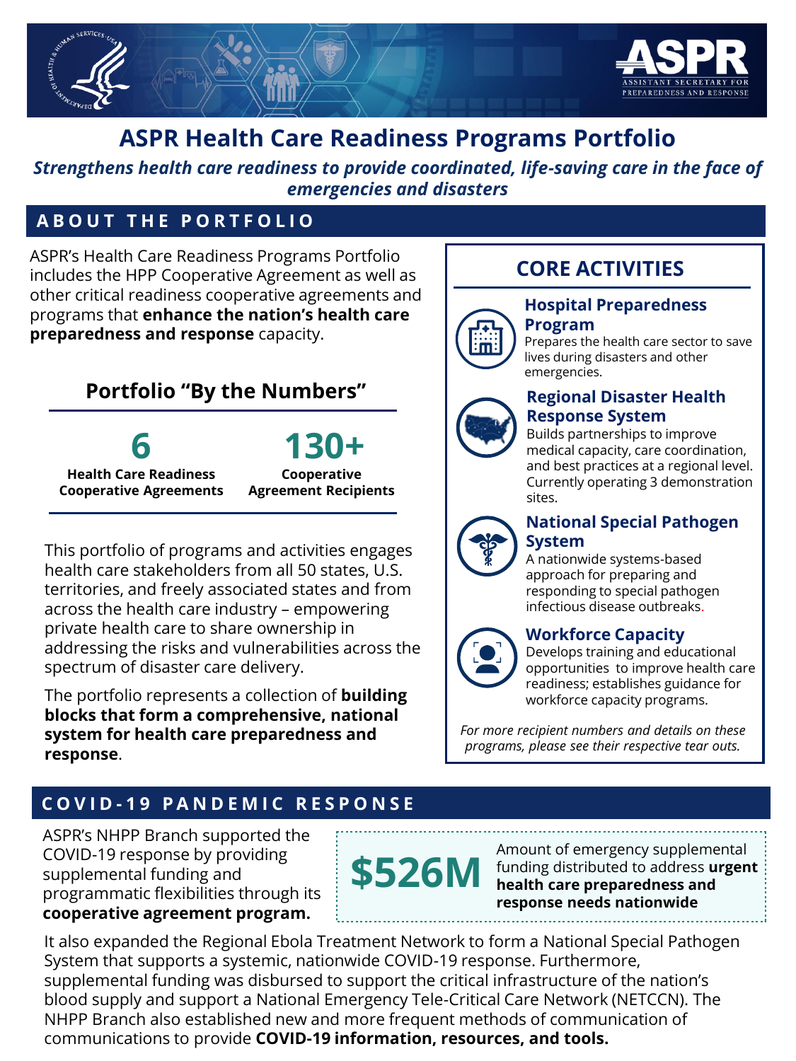# ASPR Health Care Readiness Programs Portfolio

***Strengthens health care readiness to provide coordinated, life-saving care in the face of emergencies and disasters***

## ABOUT THE PORTFOLIO

ASPR's Health Care Readiness Programs Portfolio includes the HPP Cooperative Agreement as well as other critical readiness cooperative agreements and programs that **enhance the nation's health care preparedness and response** capacity.

### Portfolio "By the Numbers"

| 6 | 130+ |
| --- | --- |
| **Health Care Readiness Cooperative Agreements** | **Cooperative Agreement Recipients** |

This portfolio of programs and activities engages health care stakeholders from all 50 states, U.S. territories, and freely associated states and from across the health care industry – empowering private health care to share ownership in addressing the risks and vulnerabilities across the spectrum of disaster care delivery.

The portfolio represents a collection of **building blocks that form a comprehensive, national system for health care preparedness and response**.

### CORE ACTIVITIES

**Hospital Preparedness Program**
Prepares the health care sector to save lives during disasters and other emergencies.

**Regional Disaster Health Response System**
Builds partnerships to improve medical capacity, care coordination, and best practices at a regional level. Currently operating 3 demonstration sites.

**National Special Pathogen System**
A nationwide systems-based approach for preparing and responding to special pathogen infectious disease outbreaks.

**Workforce Capacity**
Develops training and educational opportunities to improve health care readiness; establishes guidance for workforce capacity programs.

*For more recipient numbers and details on these programs, please see their respective tear outs.*

## COVID-19 PANDEMIC RESPONSE

ASPR's NHPP Branch supported the COVID-19 response by providing supplemental funding and programmatic flexibilities through its **cooperative agreement program.**

**$526M** Amount of emergency supplemental funding distributed to address **urgent health care preparedness and response needs nationwide**

It also expanded the Regional Ebola Treatment Network to form a National Special Pathogen System that supports a systemic, nationwide COVID-19 response. Furthermore, supplemental funding was disbursed to support the critical infrastructure of the nation's blood supply and support a National Emergency Tele-Critical Care Network (NETCCN). The NHPP Branch also established new and more frequent methods of communication of communications to provide **COVID-19 information, resources, and tools.**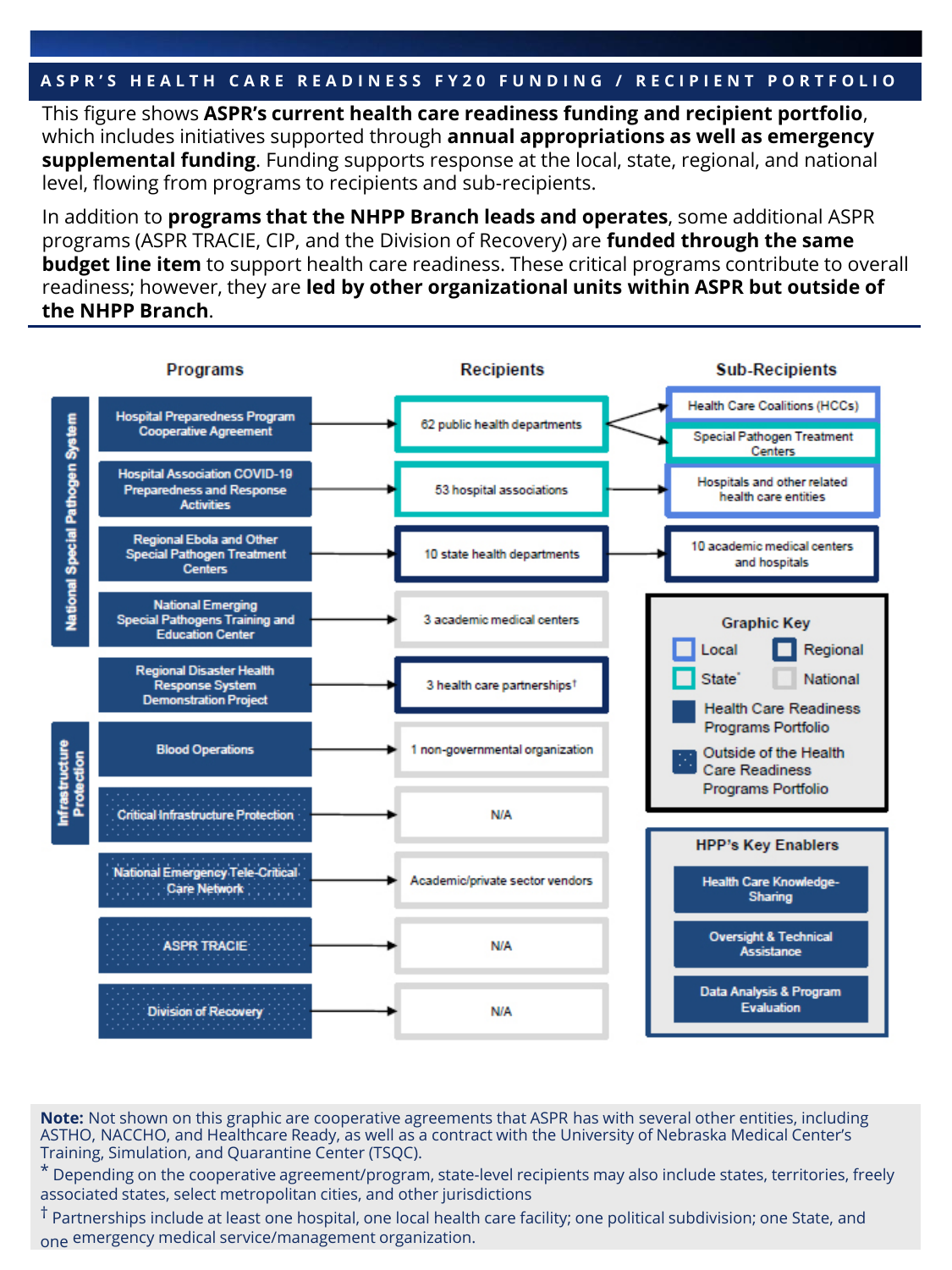## ASPR'S HEALTH CARE READINESS FY20 FUNDING / RECIPIENT PORTFOLIO

This figure shows **ASPR's current health care readiness funding and recipient portfolio**, which includes initiatives supported through **annual appropriations as well as emergency supplemental funding**. Funding supports response at the local, state, regional, and national level, flowing from programs to recipients and sub-recipients.

In addition to **programs that the NHPP Branch leads and operates**, some additional ASPR programs (ASPR TRACIE, CIP, and the Division of Recovery) are **funded through the same budget line item** to support health care readiness. These critical programs contribute to overall readiness; however, they are **led by other organizational units within ASPR but outside of the NHPP Branch**.

Programs

Recipients

Sub-Recipients

National Special Pathogen System

Hospital Preparedness Program Cooperative Agreement

62 public health departments

Health Care Coalitions (HCCs)

Special Pathogen Treatment Centers

Hospital Association COVID-19 Preparedness and Response Activities

53 hospital associations

Hospitals and other related health care entities

Regional Ebola and Other Special Pathogen Treatment Centers

10 state health departments

10 academic medical centers and hospitals

National Emerging Special Pathogens Training and Education Center

3 academic medical centers

Regional Disaster Health Response System Demonstration Project

3 health care partnerships†

Infrastructure Protection

Blood Operations

1 non-governmental organization

Critical Infrastructure Protection

N/A

National Emergency Tele-Critical Care Network

Academic/private sector vendors

ASPR TRACIE

N/A

Division of Recovery

N/A

Graphic Key

Local

Regional

State*

National

Health Care Readiness Programs Portfolio

Outside of the Health Care Readiness Programs Portfolio

HPP's Key Enablers

Health Care Knowledge-Sharing

Oversight & Technical Assistance

Data Analysis & Program Evaluation

**Note:** Not shown on this graphic are cooperative agreements that ASPR has with several other entities, including ASTHO, NACCHO, and Healthcare Ready, as well as a contract with the University of Nebraska Medical Center's Training, Simulation, and Quarantine Center (TSQC).

\* Depending on the cooperative agreement/program, state-level recipients may also include states, territories, freely associated states, select metropolitan cities, and other jurisdictions

† Partnerships include at least one hospital, one local health care facility; one political subdivision; one State, and one emergency medical service/management organization.